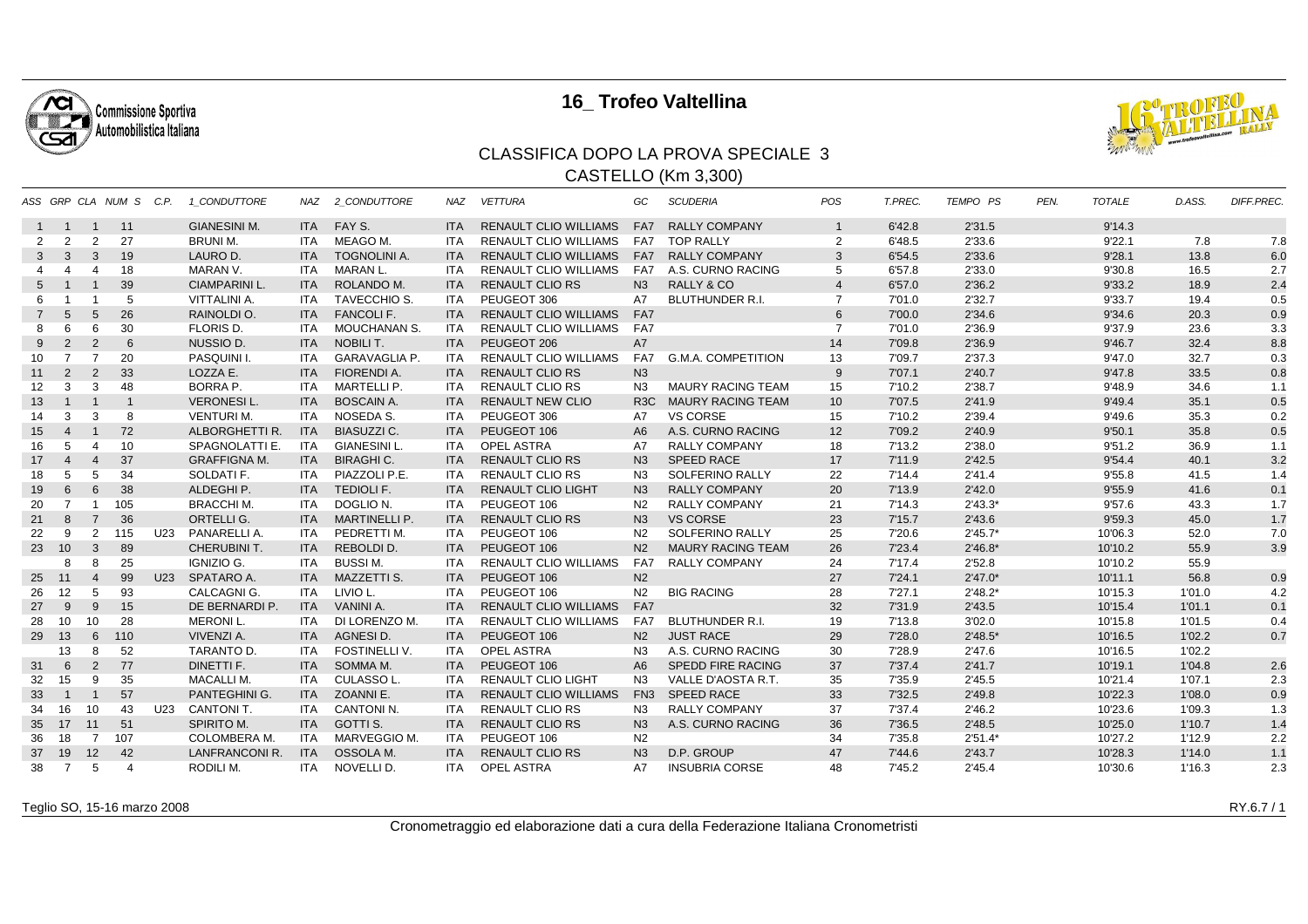# 16_ Trofeo Valtellina

## CLASSIFICA DOPO LA PROVA SPECIALE 3

### CASTELLO (Km 3,300)

| ASS | GRP | CLA | NUM S | C.P. | 1_CONDUTTORE | NAZ | 2_CONDUTTORE | NAZ | VETTURA | GC | SCUDERIA | POS | T.PREC. | TEMPO PS | PEN. | TOTALE | D.ASS. | DIFF.PREC. |
|---|---|---|---|---|---|---|---|---|---|---|---|---|---|---|---|---|---|---|
| 1 | 1 | 1 | 11 | | GIANESINI M. | ITA | FAY S. | ITA | RENAULT CLIO WILLIAMS | FA7 | RALLY COMPANY | 1 | 6'42.8 | 2'31.5 | | 9'14.3 | | |
| 2 | 2 | 2 | 27 | | BRUNI M. | ITA | MEAGO M. | ITA | RENAULT CLIO WILLIAMS | FA7 | TOP RALLY | 2 | 6'48.5 | 2'33.6 | | 9'22.1 | 7.8 | 7.8 |
| 3 | 3 | 3 | 19 | | LAURO D. | ITA | TOGNOLINI A. | ITA | RENAULT CLIO WILLIAMS | FA7 | RALLY COMPANY | 3 | 6'54.5 | 2'33.6 | | 9'28.1 | 13.8 | 6.0 |
| 4 | 4 | 4 | 18 | | MARAN V. | ITA | MARAN L. | ITA | RENAULT CLIO WILLIAMS | FA7 | A.S. CURNO RACING | 5 | 6'57.8 | 2'33.0 | | 9'30.8 | 16.5 | 2.7 |
| 5 | 1 | 1 | 39 | | CIAMPARINI L. | ITA | ROLANDO M. | ITA | RENAULT CLIO RS | N3 | RALLY & CO | 4 | 6'57.0 | 2'36.2 | | 9'33.2 | 18.9 | 2.4 |
| 6 | 1 | 1 | 5 | | VITTALINI A. | ITA | TAVECCHIO S. | ITA | PEUGEOT 306 | A7 | BLUTHUNDER R.I. | 7 | 7'01.0 | 2'32.7 | | 9'33.7 | 19.4 | 0.5 |
| 7 | 5 | 5 | 26 | | RAINOLDI O. | ITA | FANCOLI F. | ITA | RENAULT CLIO WILLIAMS | FA7 | | 6 | 7'00.0 | 2'34.6 | | 9'34.6 | 20.3 | 0.9 |
| 8 | 6 | 6 | 30 | | FLORIS D. | ITA | MOUCHANAN S. | ITA | RENAULT CLIO WILLIAMS | FA7 | | 7 | 7'01.0 | 2'36.9 | | 9'37.9 | 23.6 | 3.3 |
| 9 | 2 | 2 | 6 | | NUSSIO D. | ITA | NOBILI T. | ITA | PEUGEOT 206 | A7 | | 14 | 7'09.8 | 2'36.9 | | 9'46.7 | 32.4 | 8.8 |
| 10 | 7 | 7 | 20 | | PASQUINI I. | ITA | GARAVAGLIA P. | ITA | RENAULT CLIO WILLIAMS | FA7 | G.M.A. COMPETITION | 13 | 7'09.7 | 2'37.3 | | 9'47.0 | 32.7 | 0.3 |
| 11 | 2 | 2 | 33 | | LOZZA E. | ITA | FIORENDI A. | ITA | RENAULT CLIO RS | N3 | | 9 | 7'07.1 | 2'40.7 | | 9'47.8 | 33.5 | 0.8 |
| 12 | 3 | 3 | 48 | | BORRA P. | ITA | MARTELLI P. | ITA | RENAULT CLIO RS | N3 | MAURY RACING TEAM | 15 | 7'10.2 | 2'38.7 | | 9'48.9 | 34.6 | 1.1 |
| 13 | 1 | 1 | 1 | | VERONESI L. | ITA | BOSCAIN A. | ITA | RENAULT NEW CLIO | R3C | MAURY RACING TEAM | 10 | 7'07.5 | 2'41.9 | | 9'49.4 | 35.1 | 0.5 |
| 14 | 3 | 3 | 8 | | VENTURI M. | ITA | NOSEDA S. | ITA | PEUGEOT 306 | A7 | VS CORSE | 15 | 7'10.2 | 2'39.4 | | 9'49.6 | 35.3 | 0.2 |
| 15 | 4 | 1 | 72 | | ALBORGHETTI R. | ITA | BIASUZZI C. | ITA | PEUGEOT 106 | A6 | A.S. CURNO RACING | 12 | 7'09.2 | 2'40.9 | | 9'50.1 | 35.8 | 0.5 |
| 16 | 5 | 4 | 10 | | SPAGNOLATTI E. | ITA | GIANESINI L. | ITA | OPEL ASTRA | A7 | RALLY COMPANY | 18 | 7'13.2 | 2'38.0 | | 9'51.2 | 36.9 | 1.1 |
| 17 | 4 | 4 | 37 | | GRAFFIGNA M. | ITA | BIRAGHI C. | ITA | RENAULT CLIO RS | N3 | SPEED RACE | 17 | 7'11.9 | 2'42.5 | | 9'54.4 | 40.1 | 3.2 |
| 18 | 5 | 5 | 34 | | SOLDATI F. | ITA | PIAZZOLI P.E. | ITA | RENAULT CLIO RS | N3 | SOLFERINO RALLY | 22 | 7'14.4 | 2'41.4 | | 9'55.8 | 41.5 | 1.4 |
| 19 | 6 | 6 | 38 | | ALDEGHI P. | ITA | TEDIOLI F. | ITA | RENAULT CLIO LIGHT | N3 | RALLY COMPANY | 20 | 7'13.9 | 2'42.0 | | 9'55.9 | 41.6 | 0.1 |
| 20 | 7 | 1 | 105 | | BRACCHI M. | ITA | DOGLIO N. | ITA | PEUGEOT 106 | N2 | RALLY COMPANY | 21 | 7'14.3 | 2'43.3* | | 9'57.6 | 43.3 | 1.7 |
| 21 | 8 | 7 | 36 | | ORTELLI G. | ITA | MARTINELLI P. | ITA | RENAULT CLIO RS | N3 | VS CORSE | 23 | 7'15.7 | 2'43.6 | | 9'59.3 | 45.0 | 1.7 |
| 22 | 9 | 2 | 115 | U23 | PANARELLI A. | ITA | PEDRETTI M. | ITA | PEUGEOT 106 | N2 | SOLFERINO RALLY | 25 | 7'20.6 | 2'45.7* | | 10'06.3 | 52.0 | 7.0 |
| 23 | 10 | 3 | 89 | | CHERUBINI T. | ITA | REBOLDI D. | ITA | PEUGEOT 106 | N2 | MAURY RACING TEAM | 26 | 7'23.4 | 2'46.8* | | 10'10.2 | 55.9 | 3.9 |
| | 8 | 8 | 25 | | IGNIZIO G. | ITA | BUSSI M. | ITA | RENAULT CLIO WILLIAMS | FA7 | RALLY COMPANY | 24 | 7'17.4 | 2'52.8 | | 10'10.2 | 55.9 | |
| 25 | 11 | 4 | 99 | U23 | SPATARO A. | ITA | MAZZETTI S. | ITA | PEUGEOT 106 | N2 | | 27 | 7'24.1 | 2'47.0* | | 10'11.1 | 56.8 | 0.9 |
| 26 | 12 | 5 | 93 | | CALCAGNI G. | ITA | LIVIO L. | ITA | PEUGEOT 106 | N2 | BIG RACING | 28 | 7'27.1 | 2'48.2* | | 10'15.3 | 1'01.0 | 4.2 |
| 27 | 9 | 9 | 15 | | DE BERNARDI P. | ITA | VANINI A. | ITA | RENAULT CLIO WILLIAMS | FA7 | | 32 | 7'31.9 | 2'43.5 | | 10'15.4 | 1'01.1 | 0.1 |
| 28 | 10 | 10 | 28 | | MERONI L. | ITA | DI LORENZO M. | ITA | RENAULT CLIO WILLIAMS | FA7 | BLUTHUNDER R.I. | 19 | 7'13.8 | 3'02.0 | | 10'15.8 | 1'01.5 | 0.4 |
| 29 | 13 | 6 | 110 | | VIVENZI A. | ITA | AGNESI D. | ITA | PEUGEOT 106 | N2 | JUST RACE | 29 | 7'28.0 | 2'48.5* | | 10'16.5 | 1'02.2 | 0.7 |
| | 13 | 8 | 52 | | TARANTO D. | ITA | FOSTINELLI V. | ITA | OPEL ASTRA | N3 | A.S. CURNO RACING | 30 | 7'28.9 | 2'47.6 | | 10'16.5 | 1'02.2 | |
| 31 | 6 | 2 | 77 | | DINETTI F. | ITA | SOMMA M. | ITA | PEUGEOT 106 | A6 | SPEDD FIRE RACING | 37 | 7'37.4 | 2'41.7 | | 10'19.1 | 1'04.8 | 2.6 |
| 32 | 15 | 9 | 35 | | MACALLI M. | ITA | CULASSO L. | ITA | RENAULT CLIO LIGHT | N3 | VALLE D'AOSTA R.T. | 35 | 7'35.9 | 2'45.5 | | 10'21.4 | 1'07.1 | 2.3 |
| 33 | 1 | 1 | 57 | | PANTEGHINI G. | ITA | ZOANNI E. | ITA | RENAULT CLIO WILLIAMS | FN3 | SPEED RACE | 33 | 7'32.5 | 2'49.8 | | 10'22.3 | 1'08.0 | 0.9 |
| 34 | 16 | 10 | 43 | U23 | CANTONI T. | ITA | CANTONI N. | ITA | RENAULT CLIO RS | N3 | RALLY COMPANY | 37 | 7'37.4 | 2'46.2 | | 10'23.6 | 1'09.3 | 1.3 |
| 35 | 17 | 11 | 51 | | SPIRITO M. | ITA | GOTTI S. | ITA | RENAULT CLIO RS | N3 | A.S. CURNO RACING | 36 | 7'36.5 | 2'48.5 | | 10'25.0 | 1'10.7 | 1.4 |
| 36 | 18 | 7 | 107 | | COLOMBERA M. | ITA | MARVEGGIO M. | ITA | PEUGEOT 106 | N2 | | 34 | 7'35.8 | 2'51.4* | | 10'27.2 | 1'12.9 | 2.2 |
| 37 | 19 | 12 | 42 | | LANFRANCONI R. | ITA | OSSOLA M. | ITA | RENAULT CLIO RS | N3 | D.P. GROUP | 47 | 7'44.6 | 2'43.7 | | 10'28.3 | 1'14.0 | 1.1 |
| 38 | 7 | 5 | 4 | | RODILI M. | ITA | NOVELLI D. | ITA | OPEL ASTRA | A7 | INSUBRIA CORSE | 48 | 7'45.2 | 2'45.4 | | 10'30.6 | 1'16.3 | 2.3 |

Teglio SO, 15-16 marzo 2008

RY.6.7 / 1

Cronometraggio ed elaborazione dati a cura della Federazione Italiana Cronometristi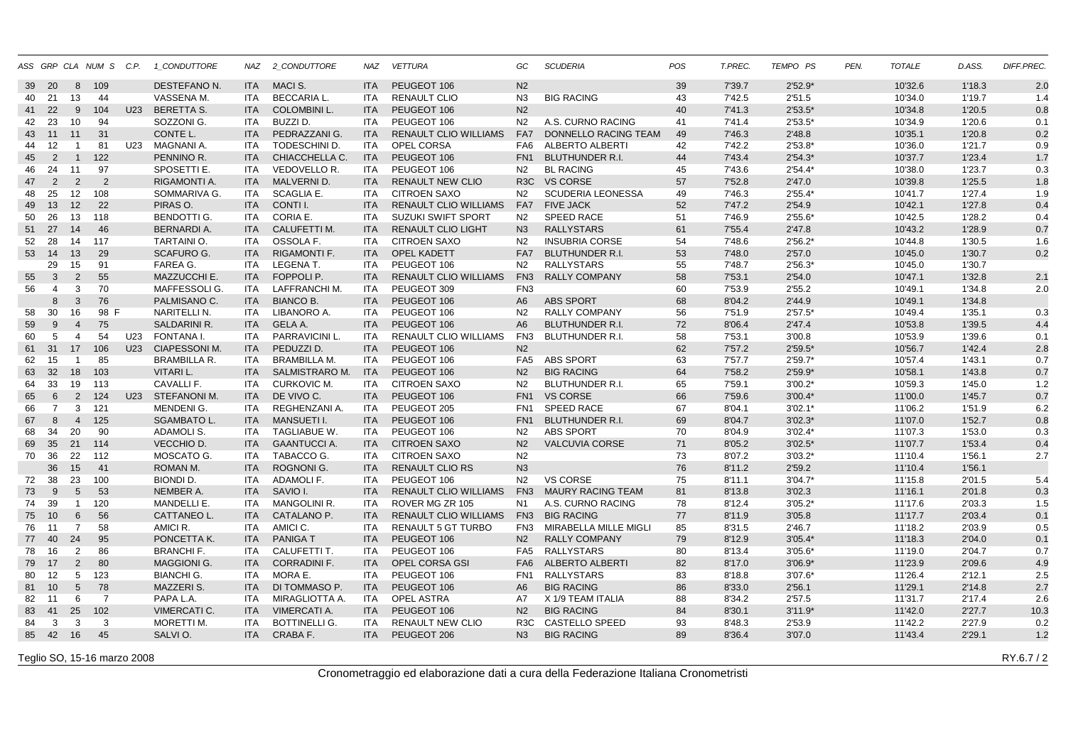| ASS | GRP | CLA | NUM | S | C.P. | 1_CONDUTTORE | NAZ | 2_CONDUTTORE | NAZ | VETTURA | GC | SCUDERIA | POS | T.PREC. | TEMPO PS | PEN. | TOTALE | D.ASS. | DIFF.PREC. |
|---|---|---|---|---|---|---|---|---|---|---|---|---|---|---|---|---|---|---|---|
| 39 | 20 | 8 | 109 | | | DESTEFANO N. | ITA | MACI S. | ITA | PEUGEOT 106 | N2 | | 39 | 7'39.7 | 2'52.9* | | 10'32.6 | 1'18.3 | 2.0 |
| 40 | 21 | 13 | 44 | | | VASSENA M. | ITA | BECCARIA L. | ITA | RENAULT CLIO | N3 | BIG RACING | 43 | 7'42.5 | 2'51.5 | | 10'34.0 | 1'19.7 | 1.4 |
| 41 | 22 | 9 | 104 | | U23 | BERETTA S. | ITA | COLOMBINI L. | ITA | PEUGEOT 106 | N2 | | 40 | 7'41.3 | 2'53.5* | | 10'34.8 | 1'20.5 | 0.8 |
| 42 | 23 | 10 | 94 | | | SOZZONI G. | ITA | BUZZI D. | ITA | PEUGEOT 106 | N2 | A.S. CURNO RACING | 41 | 7'41.4 | 2'53.5* | | 10'34.9 | 1'20.6 | 0.1 |
| 43 | 11 | 11 | 31 | | | CONTE L. | ITA | PEDRAZZANI G. | ITA | RENAULT CLIO WILLIAMS | FA7 | DONNELLO RACING TEAM | 49 | 7'46.3 | 2'48.8 | | 10'35.1 | 1'20.8 | 0.2 |
| 44 | 12 | 1 | 81 | | U23 | MAGNANI A. | ITA | TODESCHINI D. | ITA | OPEL CORSA | FA6 | ALBERTO ALBERTI | 42 | 7'42.2 | 2'53.8* | | 10'36.0 | 1'21.7 | 0.9 |
| 45 | 2 | 1 | 122 | | | PENNINO R. | ITA | CHIACCHELLA C. | ITA | PEUGEOT 106 | FN1 | BLUTHUNDER R.I. | 44 | 7'43.4 | 2'54.3* | | 10'37.7 | 1'23.4 | 1.7 |
| 46 | 24 | 11 | 97 | | | SPOSETTI E. | ITA | VEDOVELLO R. | ITA | PEUGEOT 106 | N2 | BL RACING | 45 | 7'43.6 | 2'54.4* | | 10'38.0 | 1'23.7 | 0.3 |
| 47 | 2 | 2 | 2 | | | RIGAMONTI A. | ITA | MALVERNI D. | ITA | RENAULT NEW CLIO | R3C | VS CORSE | 57 | 7'52.8 | 2'47.0 | | 10'39.8 | 1'25.5 | 1.8 |
| 48 | 25 | 12 | 108 | | | SOMMARIVA G. | ITA | SCAGLIA E. | ITA | CITROEN SAXO | N2 | SCUDERIA LEONESSA | 49 | 7'46.3 | 2'55.4* | | 10'41.7 | 1'27.4 | 1.9 |
| 49 | 13 | 12 | 22 | | | PIRAS O. | ITA | CONTI I. | ITA | RENAULT CLIO WILLIAMS | FA7 | FIVE JACK | 52 | 7'47.2 | 2'54.9 | | 10'42.1 | 1'27.8 | 0.4 |
| 50 | 26 | 13 | 118 | | | BENDOTTI G. | ITA | CORIA E. | ITA | SUZUKI SWIFT SPORT | N2 | SPEED RACE | 51 | 7'46.9 | 2'55.6* | | 10'42.5 | 1'28.2 | 0.4 |
| 51 | 27 | 14 | 46 | | | BERNARDI A. | ITA | CALUFETTI M. | ITA | RENAULT CLIO LIGHT | N3 | RALLYSTARS | 61 | 7'55.4 | 2'47.8 | | 10'43.2 | 1'28.9 | 0.7 |
| 52 | 28 | 14 | 117 | | | TARTAINI O. | ITA | OSSOLA F. | ITA | CITROEN SAXO | N2 | INSUBRIA CORSE | 54 | 7'48.6 | 2'56.2* | | 10'44.8 | 1'30.5 | 1.6 |
| 53 | 14 | 13 | 29 | | | SCAFURO G. | ITA | RIGAMONTI F. | ITA | OPEL KADETT | FA7 | BLUTHUNDER R.I. | 53 | 7'48.0 | 2'57.0 | | 10'45.0 | 1'30.7 | 0.2 |
| | 29 | 15 | 91 | | | FAREA G. | ITA | LEGENA T. | ITA | PEUGEOT 106 | N2 | RALLYSTARS | 55 | 7'48.7 | 2'56.3* | | 10'45.0 | 1'30.7 | |
| 55 | 3 | 2 | 55 | | | MAZZUCCHI E. | ITA | FOPPOLI P. | ITA | RENAULT CLIO WILLIAMS | FN3 | RALLY COMPANY | 58 | 7'53.1 | 2'54.0 | | 10'47.1 | 1'32.8 | 2.1 |
| 56 | 4 | 3 | 70 | | | MAFFESSOLI G. | ITA | LAFFRANCHI M. | ITA | PEUGEOT 309 | FN3 | | 60 | 7'53.9 | 2'55.2 | | 10'49.1 | 1'34.8 | 2.0 |
| | 8 | 3 | 76 | | | PALMISANO C. | ITA | BIANCO B. | ITA | PEUGEOT 106 | A6 | ABS SPORT | 68 | 8'04.2 | 2'44.9 | | 10'49.1 | 1'34.8 | |
| 58 | 30 | 16 | 98 | F | | NARITELLI N. | ITA | LIBANORO A. | ITA | PEUGEOT 106 | N2 | RALLY COMPANY | 56 | 7'51.9 | 2'57.5* | | 10'49.4 | 1'35.1 | 0.3 |
| 59 | 9 | 4 | 75 | | | SALDARINI R. | ITA | GELA A. | ITA | PEUGEOT 106 | A6 | BLUTHUNDER R.I. | 72 | 8'06.4 | 2'47.4 | | 10'53.8 | 1'39.5 | 4.4 |
| 60 | 5 | 4 | 54 | | U23 | FONTANA I. | ITA | PARRAVICINI L. | ITA | RENAULT CLIO WILLIAMS | FN3 | BLUTHUNDER R.I. | 58 | 7'53.1 | 3'00.8 | | 10'53.9 | 1'39.6 | 0.1 |
| 61 | 31 | 17 | 106 | | U23 | CIAPESSONI M. | ITA | PEDUZZI D. | ITA | PEUGEOT 106 | N2 | | 62 | 7'57.2 | 2'59.5* | | 10'56.7 | 1'42.4 | 2.8 |
| 62 | 15 | 1 | 85 | | | BRAMBILLA R. | ITA | BRAMBILLA M. | ITA | PEUGEOT 106 | FA5 | ABS SPORT | 63 | 7'57.7 | 2'59.7* | | 10'57.4 | 1'43.1 | 0.7 |
| 63 | 32 | 18 | 103 | | | VITARI L. | ITA | SALMISTRARO M. | ITA | PEUGEOT 106 | N2 | BIG RACING | 64 | 7'58.2 | 2'59.9* | | 10'58.1 | 1'43.8 | 0.7 |
| 64 | 33 | 19 | 113 | | | CAVALLI F. | ITA | CURKOVIC M. | ITA | CITROEN SAXO | N2 | BLUTHUNDER R.I. | 65 | 7'59.1 | 3'00.2* | | 10'59.3 | 1'45.0 | 1.2 |
| 65 | 6 | 2 | 124 | | U23 | STEFANONI M. | ITA | DE VIVO C. | ITA | PEUGEOT 106 | FN1 | VS CORSE | 66 | 7'59.6 | 3'00.4* | | 11'00.0 | 1'45.7 | 0.7 |
| 66 | 7 | 3 | 121 | | | MENDENI G. | ITA | REGHENZANI A. | ITA | PEUGEOT 205 | FN1 | SPEED RACE | 67 | 8'04.1 | 3'02.1* | | 11'06.2 | 1'51.9 | 6.2 |
| 67 | 8 | 4 | 125 | | | SGAMBATO L. | ITA | MANSUETI I. | ITA | PEUGEOT 106 | FN1 | BLUTHUNDER R.I. | 69 | 8'04.7 | 3'02.3* | | 11'07.0 | 1'52.7 | 0.8 |
| 68 | 34 | 20 | 90 | | | ADAMOLI S. | ITA | TAGLIABUE W. | ITA | PEUGEOT 106 | N2 | ABS SPORT | 70 | 8'04.9 | 3'02.4* | | 11'07.3 | 1'53.0 | 0.3 |
| 69 | 35 | 21 | 114 | | | VECCHIO D. | ITA | GAANTUCCI A. | ITA | CITROEN SAXO | N2 | VALCUVIA CORSE | 71 | 8'05.2 | 3'02.5* | | 11'07.7 | 1'53.4 | 0.4 |
| 70 | 36 | 22 | 112 | | | MOSCATO G. | ITA | TABACCO G. | ITA | CITROEN SAXO | N2 | | 73 | 8'07.2 | 3'03.2* | | 11'10.4 | 1'56.1 | 2.7 |
| | 36 | 15 | 41 | | | ROMAN M. | ITA | ROGNONI G. | ITA | RENAULT CLIO RS | N3 | | 76 | 8'11.2 | 2'59.2 | | 11'10.4 | 1'56.1 | |
| 72 | 38 | 23 | 100 | | | BIONDI D. | ITA | ADAMOLI F. | ITA | PEUGEOT 106 | N2 | VS CORSE | 75 | 8'11.1 | 3'04.7* | | 11'15.8 | 2'01.5 | 5.4 |
| 73 | 9 | 5 | 53 | | | NEMBER A. | ITA | SAVIO I. | ITA | RENAULT CLIO WILLIAMS | FN3 | MAURY RACING TEAM | 81 | 8'13.8 | 3'02.3 | | 11'16.1 | 2'01.8 | 0.3 |
| 74 | 39 | 1 | 120 | | | MANDELLI E. | ITA | MANGOLINI R. | ITA | ROVER MG ZR 105 | N1 | A.S. CURNO RACING | 78 | 8'12.4 | 3'05.2* | | 11'17.6 | 2'03.3 | 1.5 |
| 75 | 10 | 6 | 56 | | | CATTANEO L. | ITA | CATALANO P. | ITA | RENAULT CLIO WILLIAMS | FN3 | BIG RACING | 77 | 8'11.9 | 3'05.8 | | 11'17.7 | 2'03.4 | 0.1 |
| 76 | 11 | 7 | 58 | | | AMICI R. | ITA | AMICI C. | ITA | RENAULT 5 GT TURBO | FN3 | MIRABELLA MILLE MIGLI | 85 | 8'31.5 | 2'46.7 | | 11'18.2 | 2'03.9 | 0.5 |
| 77 | 40 | 24 | 95 | | | PONCETTA K. | ITA | PANIGA T | ITA | PEUGEOT 106 | N2 | RALLY COMPANY | 79 | 8'12.9 | 3'05.4* | | 11'18.3 | 2'04.0 | 0.1 |
| 78 | 16 | 2 | 86 | | | BRANCHI F. | ITA | CALUFETTI T. | ITA | PEUGEOT 106 | FA5 | RALLYSTARS | 80 | 8'13.4 | 3'05.6* | | 11'19.0 | 2'04.7 | 0.7 |
| 79 | 17 | 2 | 80 | | | MAGGIONI G. | ITA | CORRADINI F. | ITA | OPEL CORSA GSI | FA6 | ALBERTO ALBERTI | 82 | 8'17.0 | 3'06.9* | | 11'23.9 | 2'09.6 | 4.9 |
| 80 | 12 | 5 | 123 | | | BIANCHI G. | ITA | MORA E. | ITA | PEUGEOT 106 | FN1 | RALLYSTARS | 83 | 8'18.8 | 3'07.6* | | 11'26.4 | 2'12.1 | 2.5 |
| 81 | 10 | 5 | 78 | | | MAZZERI S. | ITA | DI TOMMASO P. | ITA | PEUGEOT 106 | A6 | BIG RACING | 86 | 8'33.0 | 2'56.1 | | 11'29.1 | 2'14.8 | 2.7 |
| 82 | 11 | 6 | 7 | | | PAPA L.A. | ITA | MIRAGLIOTTA A. | ITA | OPEL ASTRA | A7 | X 1/9 TEAM ITALIA | 88 | 8'34.2 | 2'57.5 | | 11'31.7 | 2'17.4 | 2.6 |
| 83 | 41 | 25 | 102 | | | VIMERCATI C. | ITA | VIMERCATI A. | ITA | PEUGEOT 106 | N2 | BIG RACING | 84 | 8'30.1 | 3'11.9* | | 11'42.0 | 2'27.7 | 10.3 |
| 84 | 3 | 3 | 3 | | | MORETTI M. | ITA | BOTTINELLI G. | ITA | RENAULT NEW CLIO | R3C | CASTELLO SPEED | 93 | 8'48.3 | 2'53.9 | | 11'42.2 | 2'27.9 | 0.2 |
| 85 | 42 | 16 | 45 | | | SALVI O. | ITA | CRABA F. | ITA | PEUGEOT 206 | N3 | BIG RACING | 89 | 8'36.4 | 3'07.0 | | 11'43.4 | 2'29.1 | 1.2 |

Teglio SO, 15-16 marzo 2008

RY.6.7 / 2

Cronometraggio ed elaborazione dati a cura della Federazione Italiana Cronometristi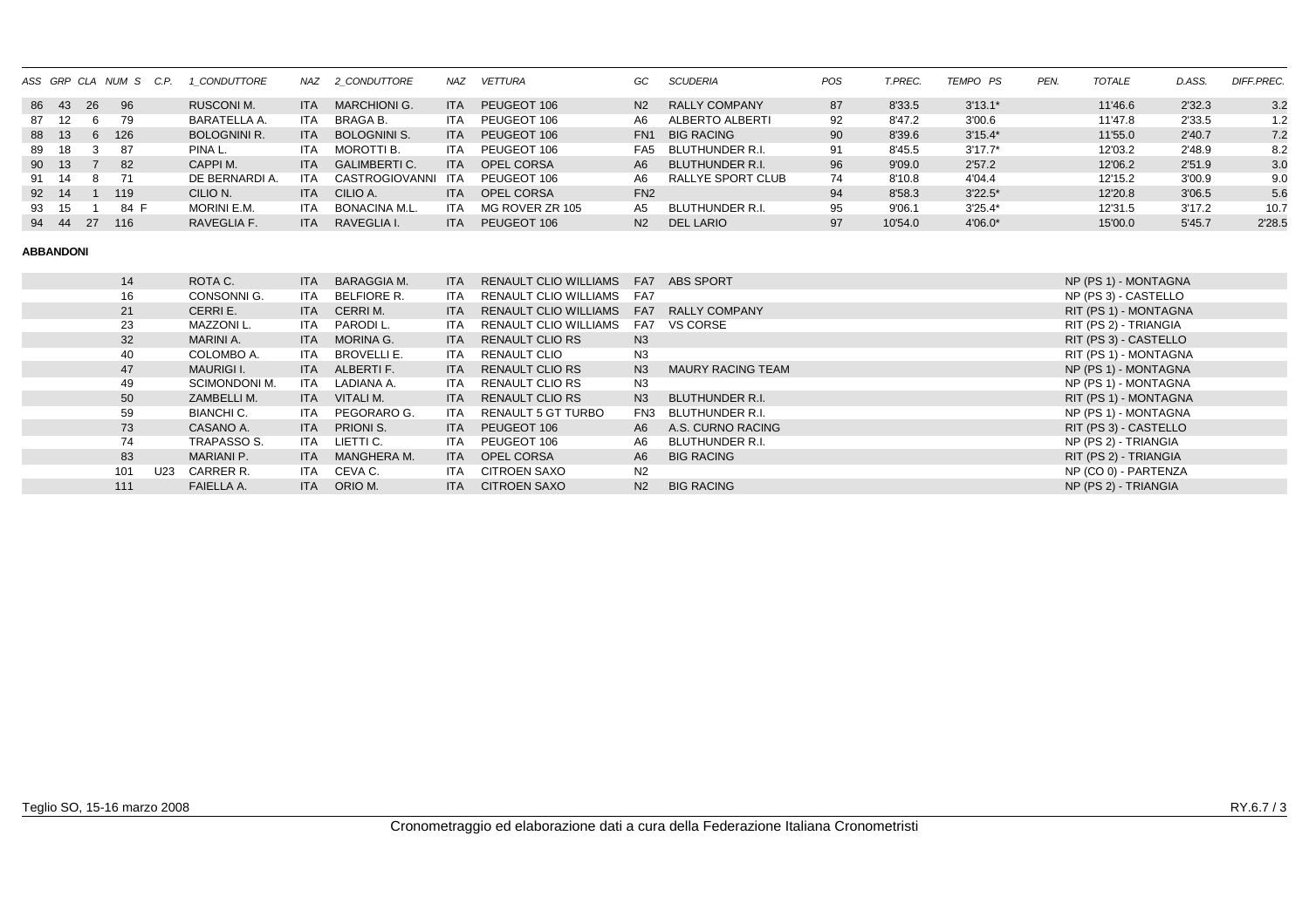| ASS | GRP | CLA | NUM | S | C.P. | 1_CONDUTTORE | NAZ | 2_CONDUTTORE | NAZ | VETTURA | GC | SCUDERIA | POS | T.PREC. | TEMPO PS | PEN. | TOTALE | D.ASS. | DIFF.PREC. |
|---|---|---|---|---|---|---|---|---|---|---|---|---|---|---|---|---|---|---|---|
| 86 | 43 | 26 | 96 | | | RUSCONI M. | ITA | MARCHIONI G. | ITA | PEUGEOT 106 | N2 | RALLY COMPANY | 87 | 8'33.5 | 3'13.1* | | 11'46.6 | 2'32.3 | 3.2 |
| 87 | 12 | 6 | 79 | | | BARATELLA A. | ITA | BRAGA B. | ITA | PEUGEOT 106 | A6 | ALBERTO ALBERTI | 92 | 8'47.2 | 3'00.6 | | 11'47.8 | 2'33.5 | 1.2 |
| 88 | 13 | 6 | 126 | | | BOLOGNINI R. | ITA | BOLOGNINI S. | ITA | PEUGEOT 106 | FN1 | BIG RACING | 90 | 8'39.6 | 3'15.4* | | 11'55.0 | 2'40.7 | 7.2 |
| 89 | 18 | 3 | 87 | | | PINA L. | ITA | MOROTTI B. | ITA | PEUGEOT 106 | FA5 | BLUTHUNDER R.I. | 91 | 8'45.5 | 3'17.7* | | 12'03.2 | 2'48.9 | 8.2 |
| 90 | 13 | 7 | 82 | | | CAPPI M. | ITA | GALIMBERTI C. | ITA | OPEL CORSA | A6 | BLUTHUNDER R.I. | 96 | 9'09.0 | 2'57.2 | | 12'06.2 | 2'51.9 | 3.0 |
| 91 | 14 | 8 | 71 | | | DE BERNARDI A. | ITA | CASTROGIOVANNI | ITA | PEUGEOT 106 | A6 | RALLYE SPORT CLUB | 74 | 8'10.8 | 4'04.4 | | 12'15.2 | 3'00.9 | 9.0 |
| 92 | 14 | 1 | 119 | | | CILIO N. | ITA | CILIO A. | ITA | OPEL CORSA | FN2 | | 94 | 8'58.3 | 3'22.5* | | 12'20.8 | 3'06.5 | 5.6 |
| 93 | 15 | 1 | 84 | F | | MORINI E.M. | ITA | BONACINA M.L. | ITA | MG ROVER ZR 105 | A5 | BLUTHUNDER R.I. | 95 | 9'06.1 | 3'25.4* | | 12'31.5 | 3'17.2 | 10.7 |
| 94 | 44 | 27 | 116 | | | RAVEGLIA F. | ITA | RAVEGLIA I. | ITA | PEUGEOT 106 | N2 | DEL LARIO | 97 | 10'54.0 | 4'06.0* | | 15'00.0 | 5'45.7 | 2'28.5 |

**ABBANDONI**

| NUM | S | 1_CONDUTTORE | NAZ | 2_CONDUTTORE | NAZ | VETTURA | GC | SCUDERIA | MOTIVO |
|---|---|---|---|---|---|---|---|---|---|
| 14 | | ROTA C. | ITA | BARAGGIA M. | ITA | RENAULT CLIO WILLIAMS | FA7 | ABS SPORT | NP (PS 1) - MONTAGNA |
| 16 | | CONSONNI G. | ITA | BELFIORE R. | ITA | RENAULT CLIO WILLIAMS | FA7 | | NP (PS 3) - CASTELLO |
| 21 | | CERRI E. | ITA | CERRI M. | ITA | RENAULT CLIO WILLIAMS | FA7 | RALLY COMPANY | RIT (PS 1) - MONTAGNA |
| 23 | | MAZZONI L. | ITA | PARODI L. | ITA | RENAULT CLIO WILLIAMS | FA7 | VS CORSE | RIT (PS 2) - TRIANGIA |
| 32 | | MARINI A. | ITA | MORINA G. | ITA | RENAULT CLIO RS | N3 | | RIT (PS 3) - CASTELLO |
| 40 | | COLOMBO A. | ITA | BROVELLI E. | ITA | RENAULT CLIO | N3 | | RIT (PS 1) - MONTAGNA |
| 47 | | MAURIGI I. | ITA | ALBERTI F. | ITA | RENAULT CLIO RS | N3 | MAURY RACING TEAM | NP (PS 1) - MONTAGNA |
| 49 | | SCIMONDONI M. | ITA | LADIANA A. | ITA | RENAULT CLIO RS | N3 | | NP (PS 1) - MONTAGNA |
| 50 | | ZAMBELLI M. | ITA | VITALI M. | ITA | RENAULT CLIO RS | N3 | BLUTHUNDER R.I. | RIT (PS 1) - MONTAGNA |
| 59 | | BIANCHI C. | ITA | PEGORARO G. | ITA | RENAULT 5 GT TURBO | FN3 | BLUTHUNDER R.I. | NP (PS 1) - MONTAGNA |
| 73 | | CASANO A. | ITA | PRIONI S. | ITA | PEUGEOT 106 | A6 | A.S. CURNO RACING | RIT (PS 3) - CASTELLO |
| 74 | | TRAPASSO S. | ITA | LIETTI C. | ITA | PEUGEOT 106 | A6 | BLUTHUNDER R.I. | NP (PS 2) - TRIANGIA |
| 83 | | MARIANI P. | ITA | MANGHERA M. | ITA | OPEL CORSA | A6 | BIG RACING | RIT (PS 2) - TRIANGIA |
| 101 | U23 | CARRER R. | ITA | CEVA C. | ITA | CITROEN SAXO | N2 | | NP (CO 0) - PARTENZA |
| 111 | | FAIELLA A. | ITA | ORIO M. | ITA | CITROEN SAXO | N2 | BIG RACING | NP (PS 2) - TRIANGIA |

Teglio SO, 15-16 marzo 2008

RY.6.7 / 3

Cronometraggio ed elaborazione dati a cura della Federazione Italiana Cronometristi